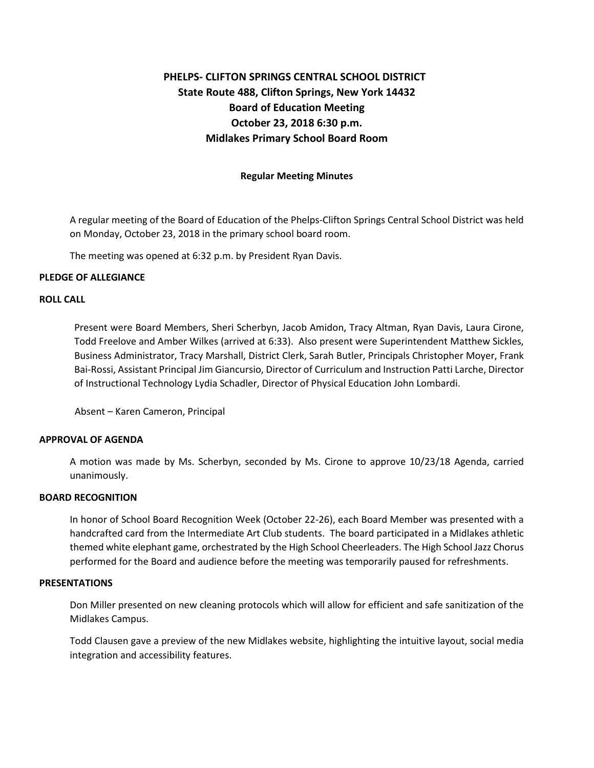# PHELPS- CLIFTON SPRINGS CENTRAL SCHOOL DISTRICT
## State Route 488, Clifton Springs, New York 14432
## Board of Education Meeting
## October 23, 2018 6:30 p.m.
## Midlakes Primary School Board Room

**Regular Meeting Minutes**

A regular meeting of the Board of Education of the Phelps-Clifton Springs Central School District was held on Monday, October 23, 2018 in the primary school board room.

The meeting was opened at 6:32 p.m. by President Ryan Davis.

**PLEDGE OF ALLEGIANCE**

**ROLL CALL**

Present were Board Members, Sheri Scherbyn, Jacob Amidon, Tracy Altman, Ryan Davis, Laura Cirone, Todd Freelove and Amber Wilkes (arrived at 6:33). Also present were Superintendent Matthew Sickles, Business Administrator, Tracy Marshall, District Clerk, Sarah Butler, Principals Christopher Moyer, Frank Bai-Rossi, Assistant Principal Jim Giancursio, Director of Curriculum and Instruction Patti Larche, Director of Instructional Technology Lydia Schadler, Director of Physical Education John Lombardi.

Absent – Karen Cameron, Principal

**APPROVAL OF AGENDA**

A motion was made by Ms. Scherbyn, seconded by Ms. Cirone to approve 10/23/18 Agenda, carried unanimously.

**BOARD RECOGNITION**

In honor of School Board Recognition Week (October 22-26), each Board Member was presented with a handcrafted card from the Intermediate Art Club students. The board participated in a Midlakes athletic themed white elephant game, orchestrated by the High School Cheerleaders. The High School Jazz Chorus performed for the Board and audience before the meeting was temporarily paused for refreshments.

**PRESENTATIONS**

Don Miller presented on new cleaning protocols which will allow for efficient and safe sanitization of the Midlakes Campus.

Todd Clausen gave a preview of the new Midlakes website, highlighting the intuitive layout, social media integration and accessibility features.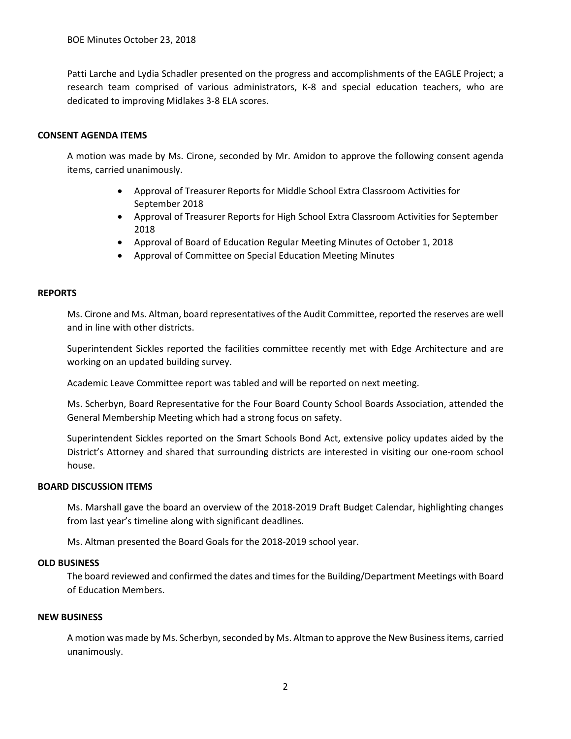Patti Larche and Lydia Schadler presented on the progress and accomplishments of the EAGLE Project; a research team comprised of various administrators, K-8 and special education teachers, who are dedicated to improving Midlakes 3-8 ELA scores.

**CONSENT AGENDA ITEMS**

A motion was made by Ms. Cirone, seconded by Mr. Amidon to approve the following consent agenda items, carried unanimously.

- Approval of Treasurer Reports for Middle School Extra Classroom Activities for September 2018
- Approval of Treasurer Reports for High School Extra Classroom Activities for September 2018
- Approval of Board of Education Regular Meeting Minutes of October 1, 2018
- Approval of Committee on Special Education Meeting Minutes

**REPORTS**

Ms. Cirone and Ms. Altman, board representatives of the Audit Committee, reported the reserves are well and in line with other districts.

Superintendent Sickles reported the facilities committee recently met with Edge Architecture and are working on an updated building survey.

Academic Leave Committee report was tabled and will be reported on next meeting.

Ms. Scherbyn, Board Representative for the Four Board County School Boards Association, attended the General Membership Meeting which had a strong focus on safety.

Superintendent Sickles reported on the Smart Schools Bond Act, extensive policy updates aided by the District's Attorney and shared that surrounding districts are interested in visiting our one-room school house.

**BOARD DISCUSSION ITEMS**

Ms. Marshall gave the board an overview of the 2018-2019 Draft Budget Calendar, highlighting changes from last year's timeline along with significant deadlines.

Ms. Altman presented the Board Goals for the 2018-2019 school year.

**OLD BUSINESS**

The board reviewed and confirmed the dates and times for the Building/Department Meetings with Board of Education Members.

**NEW BUSINESS**

A motion was made by Ms. Scherbyn, seconded by Ms. Altman to approve the New Business items, carried unanimously.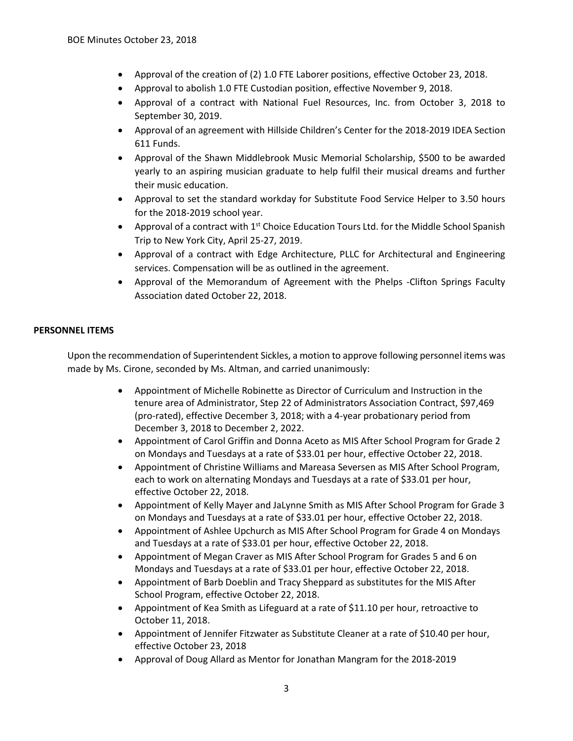- Approval of the creation of (2) 1.0 FTE Laborer positions, effective October 23, 2018.
- Approval to abolish 1.0 FTE Custodian position, effective November 9, 2018.
- Approval of a contract with National Fuel Resources, Inc. from October 3, 2018 to September 30, 2019.
- Approval of an agreement with Hillside Children's Center for the 2018-2019 IDEA Section 611 Funds.
- Approval of the Shawn Middlebrook Music Memorial Scholarship, $500 to be awarded yearly to an aspiring musician graduate to help fulfil their musical dreams and further their music education.
- Approval to set the standard workday for Substitute Food Service Helper to 3.50 hours for the 2018-2019 school year.
- Approval of a contract with 1st Choice Education Tours Ltd. for the Middle School Spanish Trip to New York City, April 25-27, 2019.
- Approval of a contract with Edge Architecture, PLLC for Architectural and Engineering services. Compensation will be as outlined in the agreement.
- Approval of the Memorandum of Agreement with the Phelps -Clifton Springs Faculty Association dated October 22, 2018.

**PERSONNEL ITEMS**

Upon the recommendation of Superintendent Sickles, a motion to approve following personnel items was made by Ms. Cirone, seconded by Ms. Altman, and carried unanimously:

- Appointment of Michelle Robinette as Director of Curriculum and Instruction in the tenure area of Administrator, Step 22 of Administrators Association Contract, $97,469 (pro-rated), effective December 3, 2018; with a 4-year probationary period from December 3, 2018 to December 2, 2022.
- Appointment of Carol Griffin and Donna Aceto as MIS After School Program for Grade 2 on Mondays and Tuesdays at a rate of $33.01 per hour, effective October 22, 2018.
- Appointment of Christine Williams and Mareasa Seversen as MIS After School Program, each to work on alternating Mondays and Tuesdays at a rate of $33.01 per hour, effective October 22, 2018.
- Appointment of Kelly Mayer and JaLynne Smith as MIS After School Program for Grade 3 on Mondays and Tuesdays at a rate of $33.01 per hour, effective October 22, 2018.
- Appointment of Ashlee Upchurch as MIS After School Program for Grade 4 on Mondays and Tuesdays at a rate of $33.01 per hour, effective October 22, 2018.
- Appointment of Megan Craver as MIS After School Program for Grades 5 and 6 on Mondays and Tuesdays at a rate of $33.01 per hour, effective October 22, 2018.
- Appointment of Barb Doeblin and Tracy Sheppard as substitutes for the MIS After School Program, effective October 22, 2018.
- Appointment of Kea Smith as Lifeguard at a rate of $11.10 per hour, retroactive to October 11, 2018.
- Appointment of Jennifer Fitzwater as Substitute Cleaner at a rate of $10.40 per hour, effective October 23, 2018
- Approval of Doug Allard as Mentor for Jonathan Mangram for the 2018-2019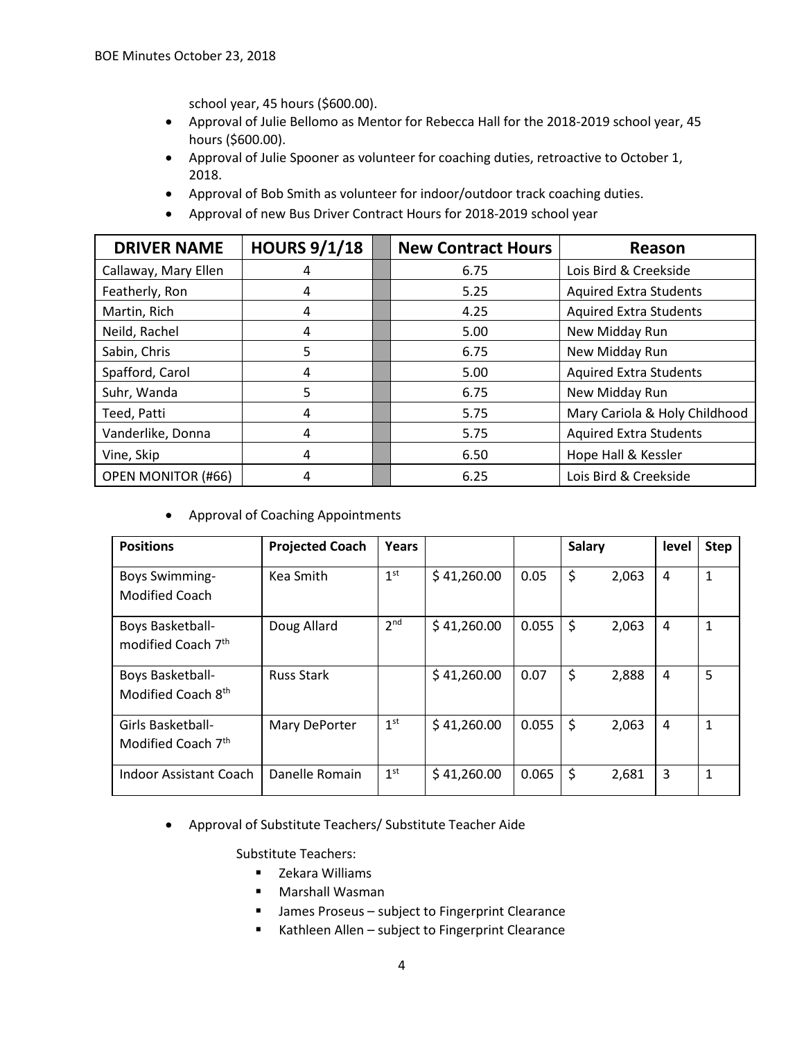school year, 45 hours ($600.00).

- Approval of Julie Bellomo as Mentor for Rebecca Hall for the 2018-2019 school year, 45 hours ($600.00).
- Approval of Julie Spooner as volunteer for coaching duties, retroactive to October 1, 2018.
- Approval of Bob Smith as volunteer for indoor/outdoor track coaching duties.
- Approval of new Bus Driver Contract Hours for 2018-2019 school year

| DRIVER NAME | HOURS 9/1/18 | | New Contract Hours | Reason |
|---|---|---|---|---|
| Callaway, Mary Ellen | 4 | | 6.75 | Lois Bird & Creekside |
| Featherly, Ron | 4 | | 5.25 | Aquired Extra Students |
| Martin, Rich | 4 | | 4.25 | Aquired Extra Students |
| Neild, Rachel | 4 | | 5.00 | New Midday Run |
| Sabin, Chris | 5 | | 6.75 | New Midday Run |
| Spafford, Carol | 4 | | 5.00 | Aquired Extra Students |
| Suhr, Wanda | 5 | | 6.75 | New Midday Run |
| Teed, Patti | 4 | | 5.75 | Mary Cariola & Holy Childhood |
| Vanderlike, Donna | 4 | | 5.75 | Aquired Extra Students |
| Vine, Skip | 4 | | 6.50 | Hope Hall & Kessler |
| OPEN MONITOR (#66) | 4 | | 6.25 | Lois Bird & Creekside |

- Approval of Coaching Appointments

| Positions | Projected Coach | Years | | | Salary | level | Step |
|---|---|---|---|---|---|---|---|
| Boys Swimming- Modified Coach | Kea Smith | 1st | $ 41,260.00 | 0.05 | $ 2,063 | 4 | 1 |
| Boys Basketball- modified Coach 7th | Doug Allard | 2nd | $ 41,260.00 | 0.055 | $ 2,063 | 4 | 1 |
| Boys Basketball- Modified Coach 8th | Russ Stark | | $ 41,260.00 | 0.07 | $ 2,888 | 4 | 5 |
| Girls Basketball- Modified Coach 7th | Mary DePorter | 1st | $ 41,260.00 | 0.055 | $ 2,063 | 4 | 1 |
| Indoor Assistant Coach | Danelle Romain | 1st | $ 41,260.00 | 0.065 | $ 2,681 | 3 | 1 |

- Approval of Substitute Teachers/ Substitute Teacher Aide

  Substitute Teachers:
  - Zekara Williams
  - Marshall Wasman
  - James Proseus – subject to Fingerprint Clearance
  - Kathleen Allen – subject to Fingerprint Clearance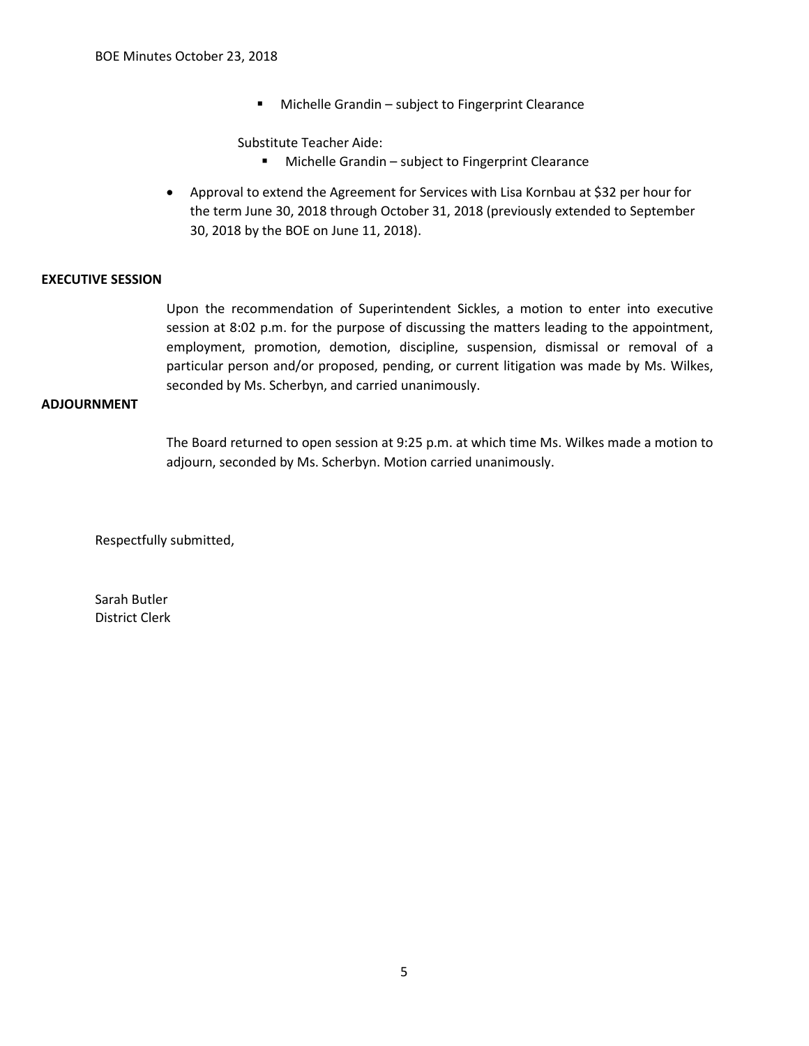- Michelle Grandin – subject to Fingerprint Clearance

Substitute Teacher Aide:

- Michelle Grandin – subject to Fingerprint Clearance

- Approval to extend the Agreement for Services with Lisa Kornbau at $32 per hour for the term June 30, 2018 through October 31, 2018 (previously extended to September 30, 2018 by the BOE on June 11, 2018).

**EXECUTIVE SESSION**

Upon the recommendation of Superintendent Sickles, a motion to enter into executive session at 8:02 p.m. for the purpose of discussing the matters leading to the appointment, employment, promotion, demotion, discipline, suspension, dismissal or removal of a particular person and/or proposed, pending, or current litigation was made by Ms. Wilkes, seconded by Ms. Scherbyn, and carried unanimously.

**ADJOURNMENT**

The Board returned to open session at 9:25 p.m. at which time Ms. Wilkes made a motion to adjourn, seconded by Ms. Scherbyn. Motion carried unanimously.

Respectfully submitted,

Sarah Butler
District Clerk